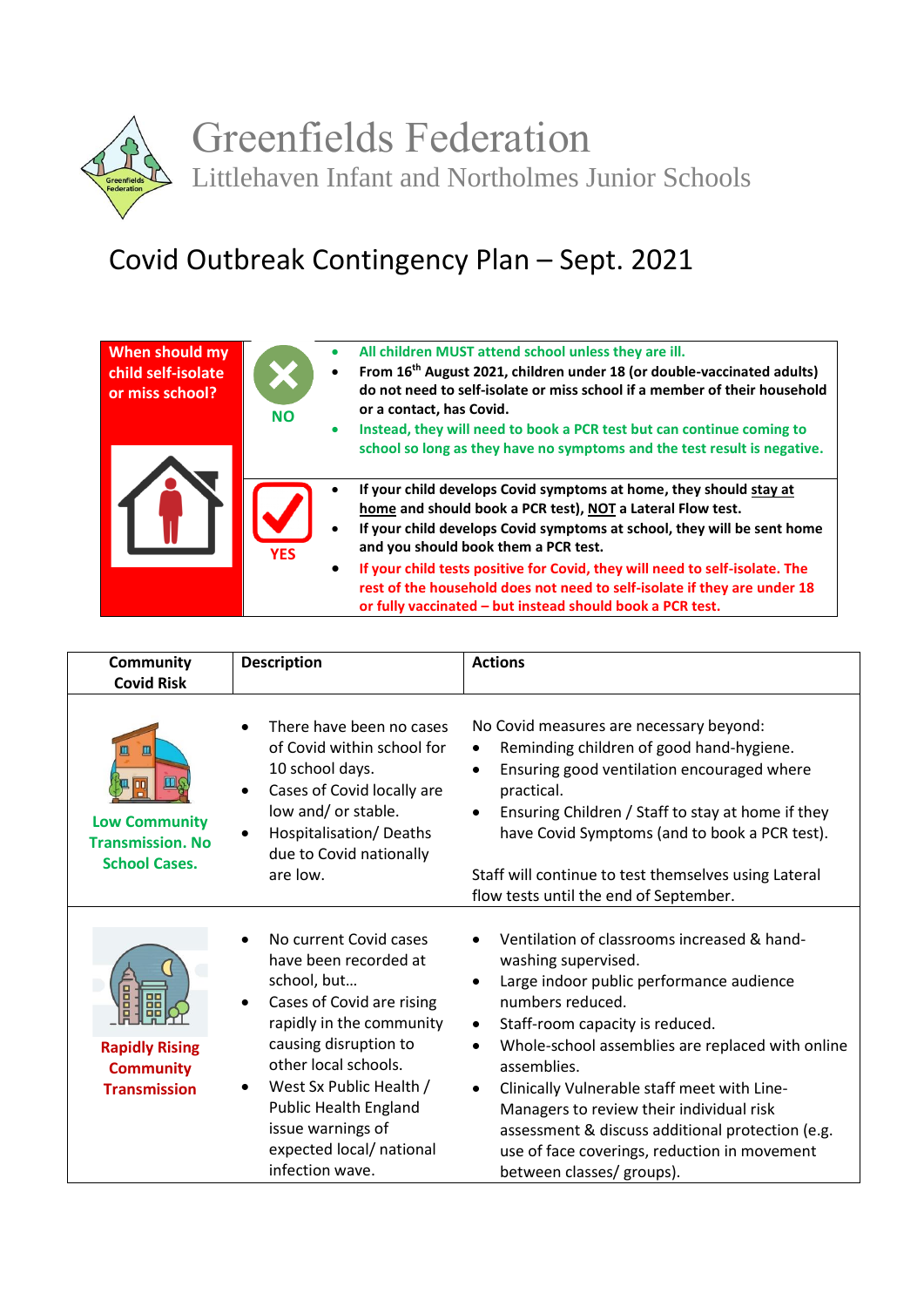# Greenfields Federation

Littlehaven Infant and Northolmes Junior Schools

## Covid Outbreak Contingency Plan – Sept. 2021

| When should my child self-isolate or miss school? | | |
|---|---|---|
| | NO | <ul><li>**All children MUST attend school unless they are ill.**</li><li>**From 16th August 2021, children under 18 (or double-vaccinated adults) do not need to self-isolate or miss school if a member of their household or a contact, has Covid.**</li><li>**Instead, they will need to book a PCR test but can continue coming to school so long as they have no symptoms and the test result is negative.**</li></ul> |
| | YES | <ul><li>**If your child develops Covid symptoms at home, they should <u>stay at home</u> and should book a PCR test), <u>NOT</u> a Lateral Flow test.**</li><li>**If your child develops Covid symptoms at school, they will be sent home and you should book them a PCR test.**</li><li>**If your child tests positive for Covid, they will need to self-isolate. The rest of the household does not need to self-isolate if they are under 18 or fully vaccinated – but instead should book a PCR test.**</li></ul> |

| Community Covid Risk | Description | Actions |
|---|---|---|
| **Low Community Transmission. No School Cases.** | <ul><li>There have been no cases of Covid within school for 10 school days.</li><li>Cases of Covid locally are low and/ or stable.</li><li>Hospitalisation/ Deaths due to Covid nationally are low.</li></ul> | No Covid measures are necessary beyond:<ul><li>Reminding children of good hand-hygiene.</li><li>Ensuring good ventilation encouraged where practical.</li><li>Ensuring Children / Staff to stay at home if they have Covid Symptoms (and to book a PCR test).</li></ul>Staff will continue to test themselves using Lateral flow tests until the end of September. |
| **Rapidly Rising Community Transmission** | <ul><li>No current Covid cases have been recorded at school, but…</li><li>Cases of Covid are rising rapidly in the community causing disruption to other local schools.</li><li>West Sx Public Health / Public Health England issue warnings of expected local/ national infection wave.</li></ul> | <ul><li>Ventilation of classrooms increased & hand-washing supervised.</li><li>Large indoor public performance audience numbers reduced.</li><li>Staff-room capacity is reduced.</li><li>Whole-school assemblies are replaced with online assemblies.</li><li>Clinically Vulnerable staff meet with Line-Managers to review their individual risk assessment & discuss additional protection (e.g. use of face coverings, reduction in movement between classes/ groups).</li></ul> |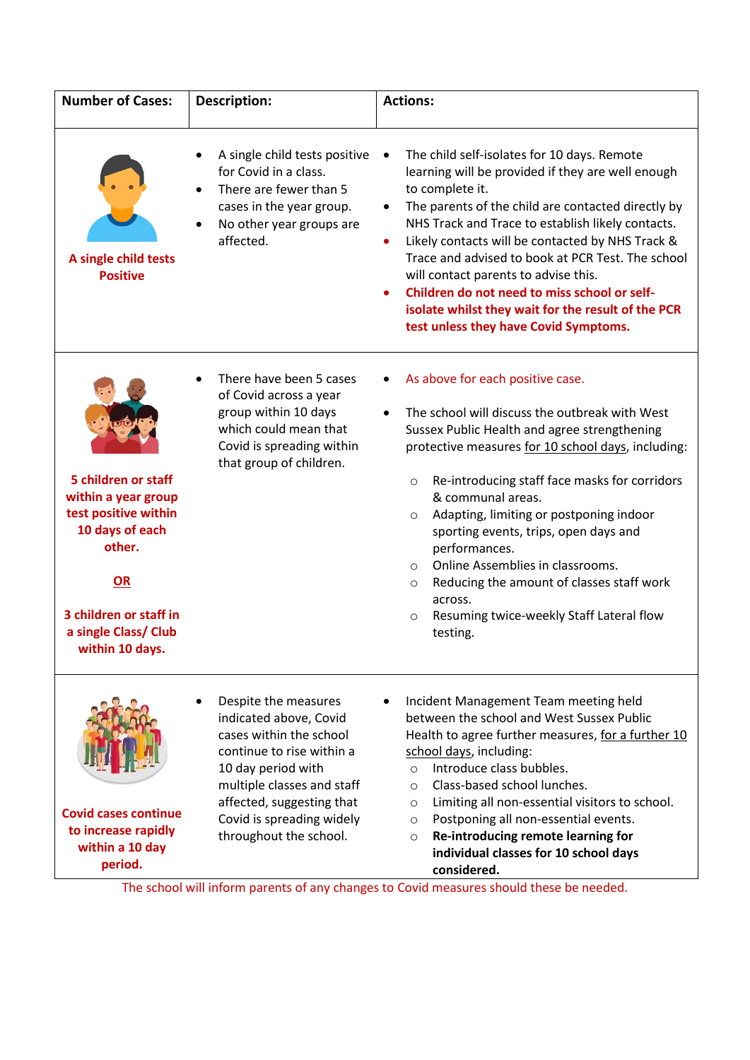| Number of Cases: | Description: | Actions: |
|---|---|---|
| **A single child tests Positive** | • A single child tests positive for Covid in a class.<br>• There are fewer than 5 cases in the year group.<br>• No other year groups are affected. | • The child self-isolates for 10 days. Remote learning will be provided if they are well enough to complete it.<br>• The parents of the child are contacted directly by NHS Track and Trace to establish likely contacts.<br>• Likely contacts will be contacted by NHS Track & Trace and advised to book at PCR Test. The school will contact parents to advise this.<br>• **Children do not need to miss school or self-isolate whilst they wait for the result of the PCR test unless they have Covid Symptoms.** |
| **5 children or staff within a year group test positive within 10 days of each other.**<br><br>**OR**<br><br>**3 children or staff in a single Class/ Club within 10 days.** | • There have been 5 cases of Covid across a year group within 10 days which could mean that Covid is spreading within that group of children. | • As above for each positive case.<br><br>• The school will discuss the outbreak with West Sussex Public Health and agree strengthening protective measures for 10 school days, including:<br><br>○ Re-introducing staff face masks for corridors & communal areas.<br>○ Adapting, limiting or postponing indoor sporting events, trips, open days and performances.<br>○ Online Assemblies in classrooms.<br>○ Reducing the amount of classes staff work across.<br>○ Resuming twice-weekly Staff Lateral flow testing. |
| **Covid cases continue to increase rapidly within a 10 day period.** | • Despite the measures indicated above, Covid cases within the school continue to rise within a 10 day period with multiple classes and staff affected, suggesting that Covid is spreading widely throughout the school. | • Incident Management Team meeting held between the school and West Sussex Public Health to agree further measures, for a further 10 school days, including:<br>○ Introduce class bubbles.<br>○ Class-based school lunches.<br>○ Limiting all non-essential visitors to school.<br>○ Postponing all non-essential events.<br>○ **Re-introducing remote learning for individual classes for 10 school days considered.** |

The school will inform parents of any changes to Covid measures should these be needed.